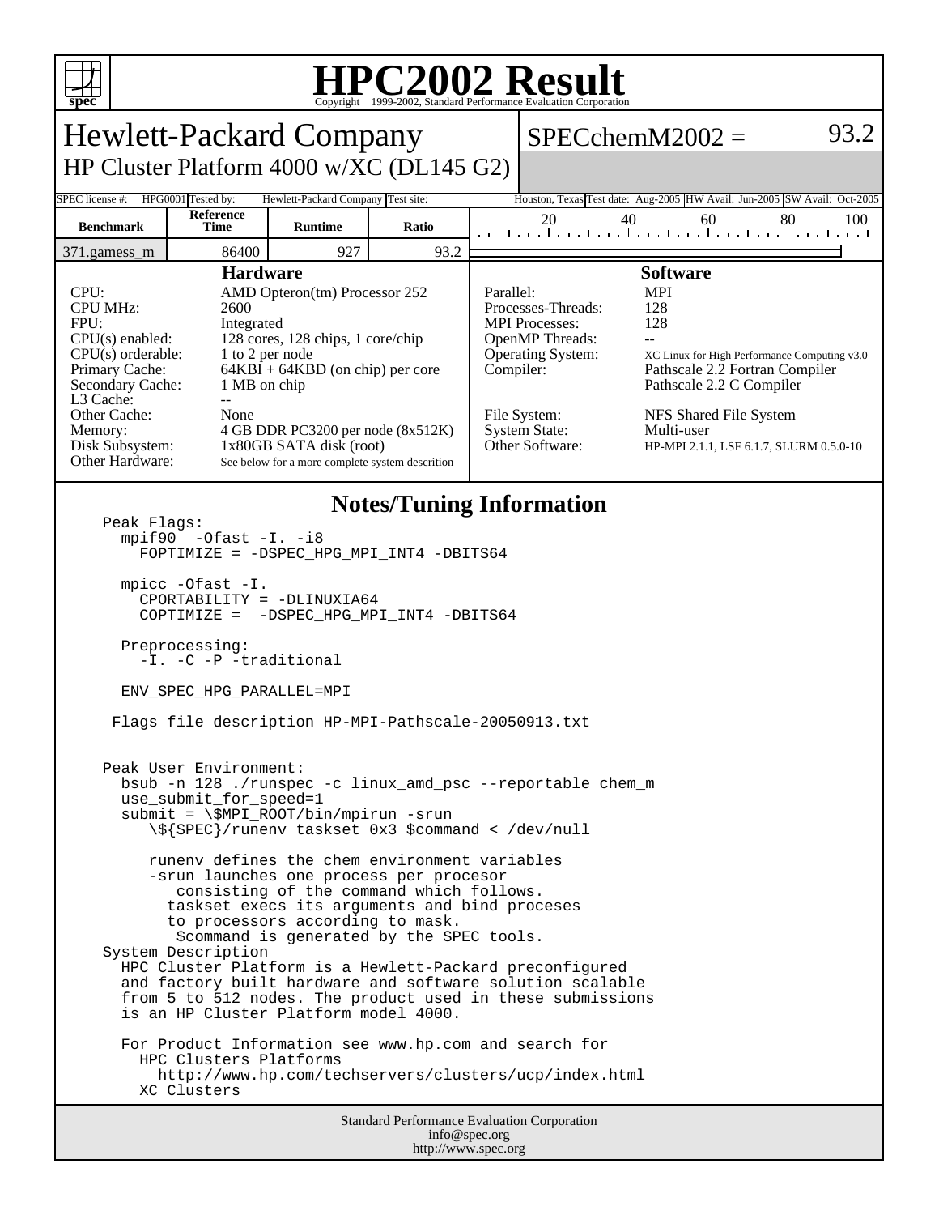# HPC2002 Result

Copyright 1999-2002, Standard Performance Evaluation Corporation

## Hewlett-Packard Company

HP Cluster Platform 4000 w/XC (DL145 G2)

SPECchemM2002 = 93.2

| SPEC license #: | HPG0001 | Tested by: | Hewlett-Packard Company | Test site: | Houston, Texas | Test date: | Aug-2005 | HW Avail: | Jun-2005 | SW Avail: | Oct-2005 |
|---|---|---|---|---|---|---|---|---|---|---|---|

| Benchmark | Reference Time | Runtime | Ratio |
|---|---|---|---|
| 371.gamess_m | 86400 | 927 | 93.2 |

### Hardware

| | |
|---|---|
| CPU: | AMD Opteron(tm) Processor 252 |
| CPU MHz: | 2600 |
| FPU: | Integrated |
| CPU(s) enabled: | 128 cores, 128 chips, 1 core/chip |
| CPU(s) orderable: | 1 to 2 per node |
| Primary Cache: | 64KBI + 64KBD (on chip) per core |
| Secondary Cache: | 1 MB on chip |
| L3 Cache: | -- |
| Other Cache: | None |
| Memory: | 4 GB DDR PC3200 per node (8x512K) |
| Disk Subsystem: | 1x80GB SATA disk (root) |
| Other Hardware: | See below for a more complete system descrition |

### Software

| | |
|---|---|
| Parallel: | MPI |
| Processes-Threads: | 128 |
| MPI Processes: | 128 |
| OpenMP Threads: | -- |
| Operating System: | XC Linux for High Performance Computing v3.0 |
| Compiler: | Pathscale 2.2 Fortran Compiler<br>Pathscale 2.2 C Compiler |
| File System: | NFS Shared File System |
| System State: | Multi-user |
| Other Software: | HP-MPI 2.1.1, LSF 6.1.7, SLURM 0.5.0-10 |

### Notes/Tuning Information

```
Peak Flags:
  mpif90  -Ofast -I. -i8
    FOPTIMIZE = -DSPEC_HPG_MPI_INT4 -DBITS64

  mpicc -Ofast -I.
    CPORTABILITY = -DLINUXIA64
    COPTIMIZE =  -DSPEC_HPG_MPI_INT4 -DBITS64

  Preprocessing:
    -I. -C -P -traditional

  ENV_SPEC_HPG_PARALLEL=MPI

 Flags file description HP-MPI-Pathscale-20050913.txt


Peak User Environment:
  bsub -n 128 ./runspec -c linux_amd_psc --reportable chem_m
  use_submit_for_speed=1
  submit = \$MPI_ROOT/bin/mpirun -srun
     \${SPEC}/runenv taskset 0x3 $command < /dev/null

     runenv defines the chem environment variables
     -srun launches one process per procesor
        consisting of the command which follows.
       taskset execs its arguments and bind proceses
       to processors according to mask.
        $command is generated by the SPEC tools.
System Description
  HPC Cluster Platform is a Hewlett-Packard preconfigured
  and factory built hardware and software solution scalable
  from 5 to 512 nodes. The product used in these submissions
  is an HP Cluster Platform model 4000.

  For Product Information see www.hp.com and search for
    HPC Clusters Platforms
      http://www.hp.com/techservers/clusters/ucp/index.html
    XC Clusters
```

Standard Performance Evaluation Corporation
info@spec.org
http://www.spec.org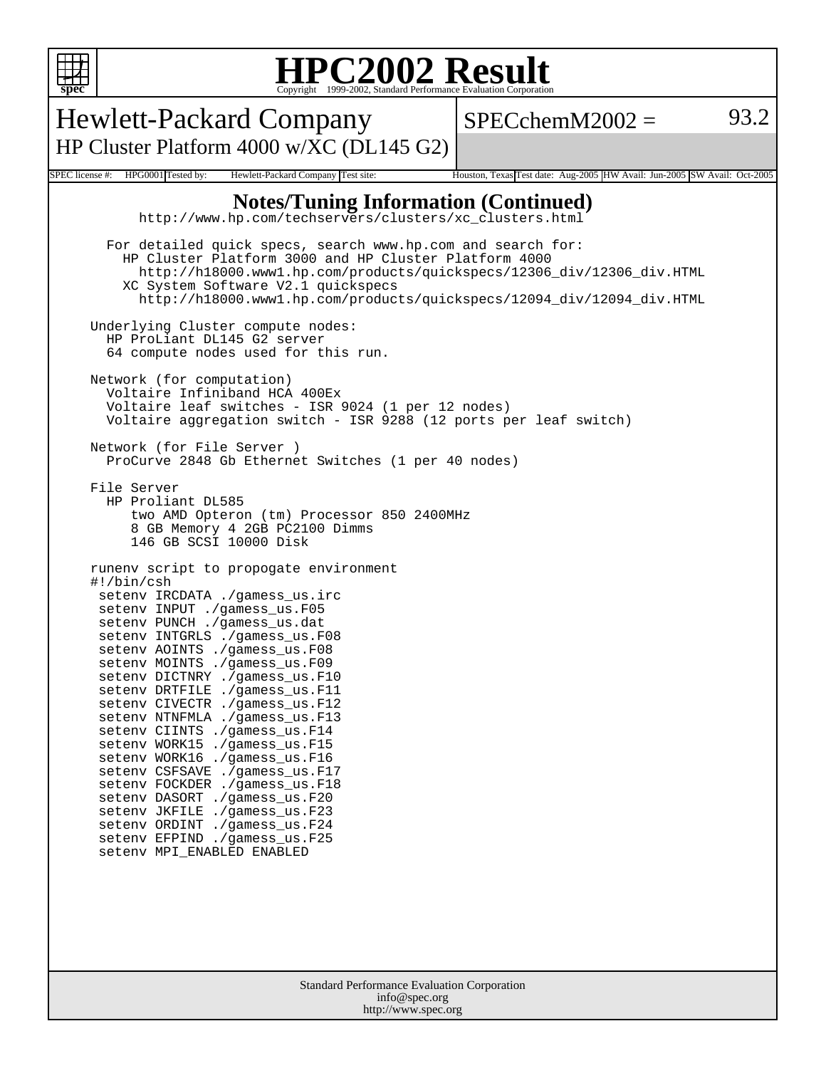# HPC2002 Result

Copyright 1999-2002, Standard Performance Evaluation Corporation

## Hewlett-Packard Company
## HP Cluster Platform 4000 w/XC (DL145 G2)

SPECchemM2002 = 93.2

| SPEC license #: | HPG0001 | Tested by: | Hewlett-Packard Company | Test site: | Houston, Texas | Test date: | Aug-2005 | HW Avail: | Jun-2005 | SW Avail: | Oct-2005 |
|---|---|---|---|---|---|---|---|---|---|---|---|

### Notes/Tuning Information (Continued)

```
        http://www.hp.com/techservers/clusters/xc_clusters.html

    For detailed quick specs, search www.hp.com and search for:
      HP Cluster Platform 3000 and HP Cluster Platform 4000
        http://h18000.www1.hp.com/products/quickspecs/12306_div/12306_div.HTML
      XC System Software V2.1 quickspecs
        http://h18000.www1.hp.com/products/quickspecs/12094_div/12094_div.HTML

  Underlying Cluster compute nodes:
    HP ProLiant DL145 G2 server
    64 compute nodes used for this run.

  Network (for computation)
    Voltaire Infiniband HCA 400Ex
    Voltaire leaf switches - ISR 9024 (1 per 12 nodes)
    Voltaire aggregation switch - ISR 9288 (12 ports per leaf switch)

  Network (for File Server )
    ProCurve 2848 Gb Ethernet Switches (1 per 40 nodes)

  File Server
    HP Proliant DL585
       two AMD Opteron (tm) Processor 850 2400MHz
       8 GB Memory 4 2GB PC2100 Dimms
       146 GB SCSI 10000 Disk

  runenv script to propogate environment
  #!/bin/csh
   setenv IRCDATA ./gamess_us.irc
   setenv INPUT ./gamess_us.F05
   setenv PUNCH ./gamess_us.dat
   setenv INTGRLS ./gamess_us.F08
   setenv AOINTS ./gamess_us.F08
   setenv MOINTS ./gamess_us.F09
   setenv DICTNRY ./gamess_us.F10
   setenv DRTFILE ./gamess_us.F11
   setenv CIVECTR ./gamess_us.F12
   setenv NTNFMLA ./gamess_us.F13
   setenv CIINTS ./gamess_us.F14
   setenv WORK15 ./gamess_us.F15
   setenv WORK16 ./gamess_us.F16
   setenv CSFSAVE ./gamess_us.F17
   setenv FOCKDER ./gamess_us.F18
   setenv DASORT ./gamess_us.F20
   setenv JKFILE ./gamess_us.F23
   setenv ORDINT ./gamess_us.F24
   setenv EFPIND ./gamess_us.F25
   setenv MPI_ENABLED ENABLED
```

Standard Performance Evaluation Corporation
info@spec.org
http://www.spec.org